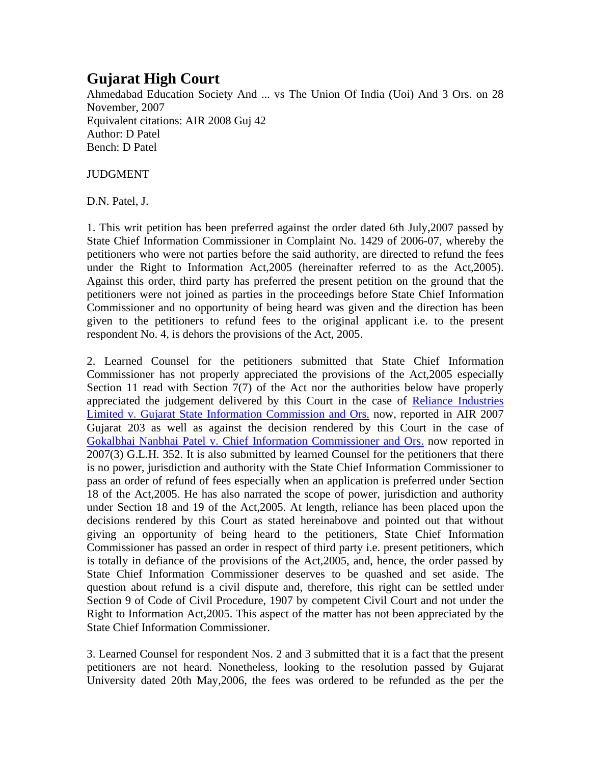# Gujarat High Court

Ahmedabad Education Society And ... vs The Union Of India (Uoi) And 3 Ors. on 28 November, 2007

Equivalent citations: AIR 2008 Guj 42

Author: D Patel

Bench: D Patel

JUDGMENT

D.N. Patel, J.

1. This writ petition has been preferred against the order dated 6th July,2007 passed by State Chief Information Commissioner in Complaint No. 1429 of 2006-07, whereby the petitioners who were not parties before the said authority, are directed to refund the fees under the Right to Information Act,2005 (hereinafter referred to as the Act,2005). Against this order, third party has preferred the present petition on the ground that the petitioners were not joined as parties in the proceedings before State Chief Information Commissioner and no opportunity of being heard was given and the direction has been given to the petitioners to refund fees to the original applicant i.e. to the present respondent No. 4, is dehors the provisions of the Act, 2005.

2. Learned Counsel for the petitioners submitted that State Chief Information Commissioner has not properly appreciated the provisions of the Act,2005 especially Section 11 read with Section 7(7) of the Act nor the authorities below have properly appreciated the judgement delivered by this Court in the case of Reliance Industries Limited v. Gujarat State Information Commission and Ors. now, reported in AIR 2007 Gujarat 203 as well as against the decision rendered by this Court in the case of Gokalbhai Nanbhai Patel v. Chief Information Commissioner and Ors. now reported in 2007(3) G.L.H. 352. It is also submitted by learned Counsel for the petitioners that there is no power, jurisdiction and authority with the State Chief Information Commissioner to pass an order of refund of fees especially when an application is preferred under Section 18 of the Act,2005. He has also narrated the scope of power, jurisdiction and authority under Section 18 and 19 of the Act,2005. At length, reliance has been placed upon the decisions rendered by this Court as stated hereinabove and pointed out that without giving an opportunity of being heard to the petitioners, State Chief Information Commissioner has passed an order in respect of third party i.e. present petitioners, which is totally in defiance of the provisions of the Act,2005, and, hence, the order passed by State Chief Information Commissioner deserves to be quashed and set aside. The question about refund is a civil dispute and, therefore, this right can be settled under Section 9 of Code of Civil Procedure, 1907 by competent Civil Court and not under the Right to Information Act,2005. This aspect of the matter has not been appreciated by the State Chief Information Commissioner.

3. Learned Counsel for respondent Nos. 2 and 3 submitted that it is a fact that the present petitioners are not heard. Nonetheless, looking to the resolution passed by Gujarat University dated 20th May,2006, the fees was ordered to be refunded as the per the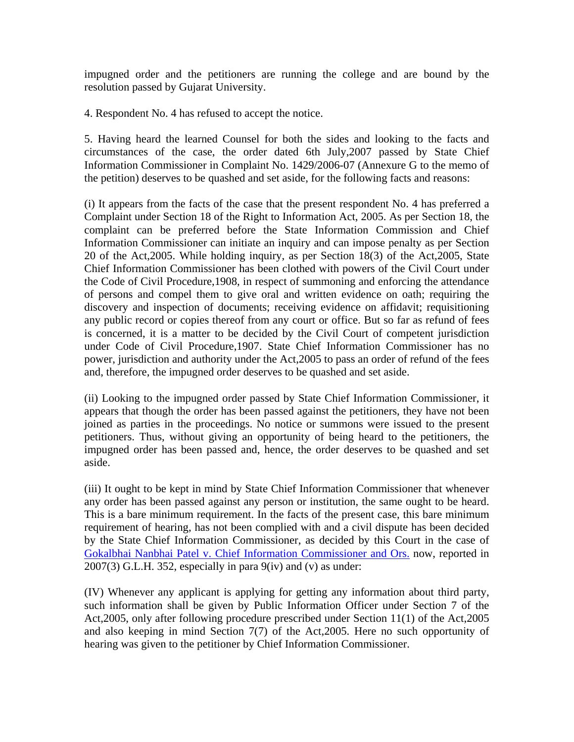impugned order and the petitioners are running the college and are bound by the resolution passed by Gujarat University.

4. Respondent No. 4 has refused to accept the notice.

5. Having heard the learned Counsel for both the sides and looking to the facts and circumstances of the case, the order dated 6th July,2007 passed by State Chief Information Commissioner in Complaint No. 1429/2006-07 (Annexure G to the memo of the petition) deserves to be quashed and set aside, for the following facts and reasons:

(i) It appears from the facts of the case that the present respondent No. 4 has preferred a Complaint under Section 18 of the Right to Information Act, 2005. As per Section 18, the complaint can be preferred before the State Information Commission and Chief Information Commissioner can initiate an inquiry and can impose penalty as per Section 20 of the Act,2005. While holding inquiry, as per Section 18(3) of the Act,2005, State Chief Information Commissioner has been clothed with powers of the Civil Court under the Code of Civil Procedure,1908, in respect of summoning and enforcing the attendance of persons and compel them to give oral and written evidence on oath; requiring the discovery and inspection of documents; receiving evidence on affidavit; requisitioning any public record or copies thereof from any court or office. But so far as refund of fees is concerned, it is a matter to be decided by the Civil Court of competent jurisdiction under Code of Civil Procedure,1907. State Chief Information Commissioner has no power, jurisdiction and authority under the Act,2005 to pass an order of refund of the fees and, therefore, the impugned order deserves to be quashed and set aside.

(ii) Looking to the impugned order passed by State Chief Information Commissioner, it appears that though the order has been passed against the petitioners, they have not been joined as parties in the proceedings. No notice or summons were issued to the present petitioners. Thus, without giving an opportunity of being heard to the petitioners, the impugned order has been passed and, hence, the order deserves to be quashed and set aside.

(iii) It ought to be kept in mind by State Chief Information Commissioner that whenever any order has been passed against any person or institution, the same ought to be heard. This is a bare minimum requirement. In the facts of the present case, this bare minimum requirement of hearing, has not been complied with and a civil dispute has been decided by the State Chief Information Commissioner, as decided by this Court in the case of Gokalbhai Nanbhai Patel v. Chief Information Commissioner and Ors. now, reported in 2007(3) G.L.H. 352, especially in para 9(iv) and (v) as under:

(IV) Whenever any applicant is applying for getting any information about third party, such information shall be given by Public Information Officer under Section 7 of the Act,2005, only after following procedure prescribed under Section 11(1) of the Act,2005 and also keeping in mind Section 7(7) of the Act,2005. Here no such opportunity of hearing was given to the petitioner by Chief Information Commissioner.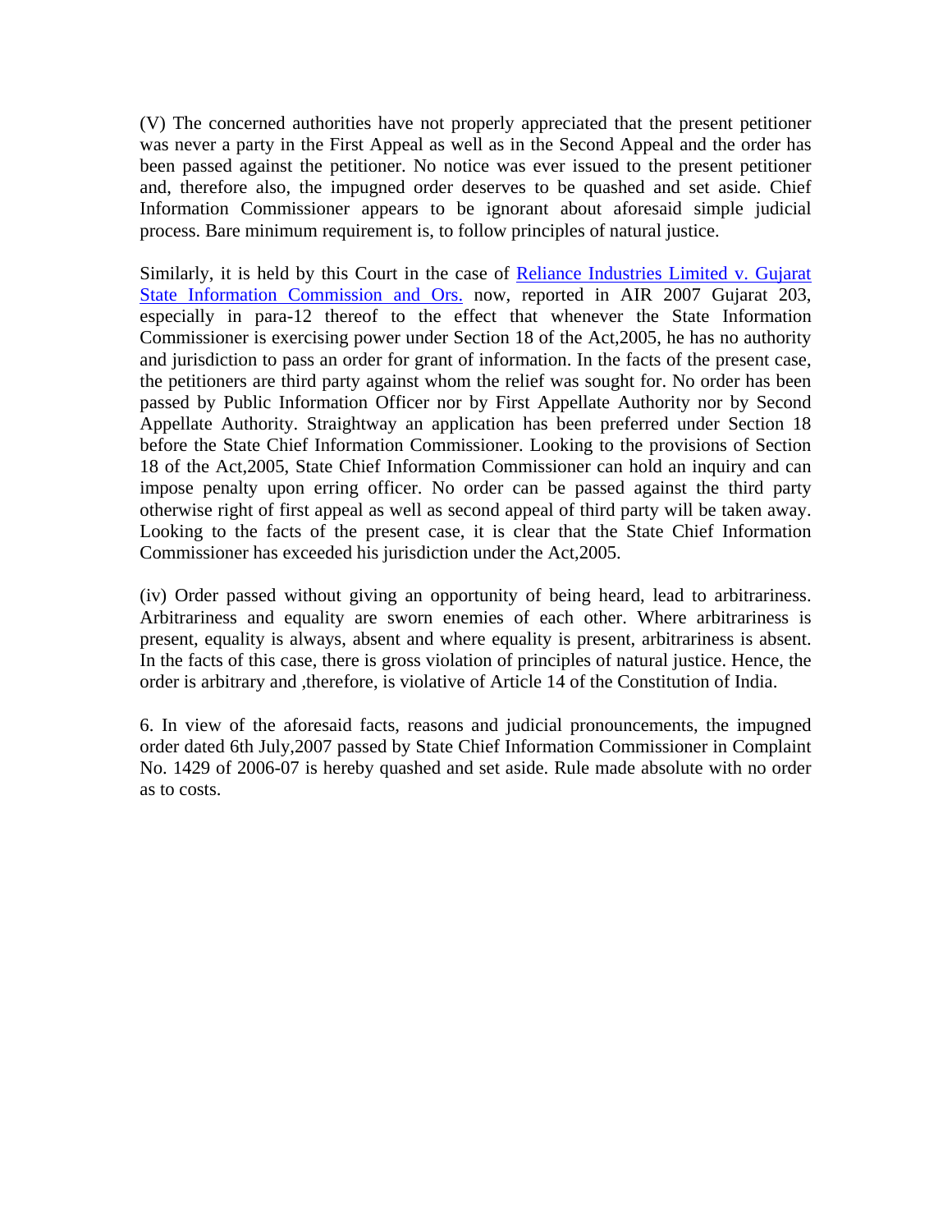(V) The concerned authorities have not properly appreciated that the present petitioner was never a party in the First Appeal as well as in the Second Appeal and the order has been passed against the petitioner. No notice was ever issued to the present petitioner and, therefore also, the impugned order deserves to be quashed and set aside. Chief Information Commissioner appears to be ignorant about aforesaid simple judicial process. Bare minimum requirement is, to follow principles of natural justice.

Similarly, it is held by this Court in the case of Reliance Industries Limited v. Gujarat State Information Commission and Ors. now, reported in AIR 2007 Gujarat 203, especially in para-12 thereof to the effect that whenever the State Information Commissioner is exercising power under Section 18 of the Act,2005, he has no authority and jurisdiction to pass an order for grant of information. In the facts of the present case, the petitioners are third party against whom the relief was sought for. No order has been passed by Public Information Officer nor by First Appellate Authority nor by Second Appellate Authority. Straightway an application has been preferred under Section 18 before the State Chief Information Commissioner. Looking to the provisions of Section 18 of the Act,2005, State Chief Information Commissioner can hold an inquiry and can impose penalty upon erring officer. No order can be passed against the third party otherwise right of first appeal as well as second appeal of third party will be taken away. Looking to the facts of the present case, it is clear that the State Chief Information Commissioner has exceeded his jurisdiction under the Act,2005.

(iv) Order passed without giving an opportunity of being heard, lead to arbitrariness. Arbitrariness and equality are sworn enemies of each other. Where arbitrariness is present, equality is always, absent and where equality is present, arbitrariness is absent. In the facts of this case, there is gross violation of principles of natural justice. Hence, the order is arbitrary and ,therefore, is violative of Article 14 of the Constitution of India.

6. In view of the aforesaid facts, reasons and judicial pronouncements, the impugned order dated 6th July,2007 passed by State Chief Information Commissioner in Complaint No. 1429 of 2006-07 is hereby quashed and set aside. Rule made absolute with no order as to costs.